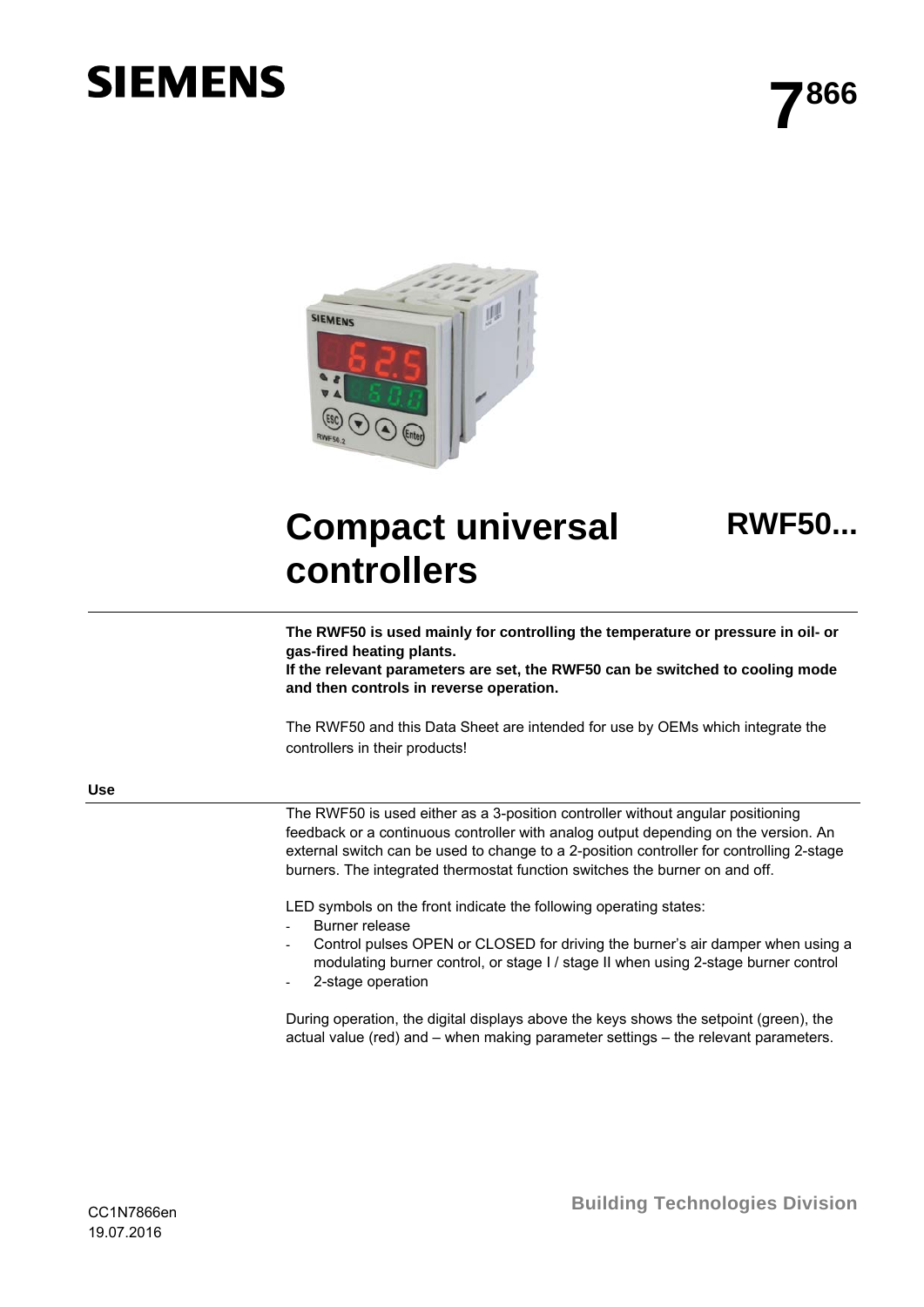SIEMENS

7866

# Compact universal controllers

# RWF50...

**The RWF50 is used mainly for controlling the temperature or pressure in oil- or gas-fired heating plants.**
**If the relevant parameters are set, the RWF50 can be switched to cooling mode and then controls in reverse operation.**

The RWF50 and this Data Sheet are intended for use by OEMs which integrate the controllers in their products!

## Use

The RWF50 is used either as a 3-position controller without angular positioning feedback or a continuous controller with analog output depending on the version. An external switch can be used to change to a 2-position controller for controlling 2-stage burners. The integrated thermostat function switches the burner on and off.

LED symbols on the front indicate the following operating states:

- Burner release
- Control pulses OPEN or CLOSED for driving the burner's air damper when using a modulating burner control, or stage I / stage II when using 2-stage burner control
- 2-stage operation

During operation, the digital displays above the keys shows the setpoint (green), the actual value (red) and – when making parameter settings – the relevant parameters.

Building Technologies Division

CC1N7866en
19.07.2016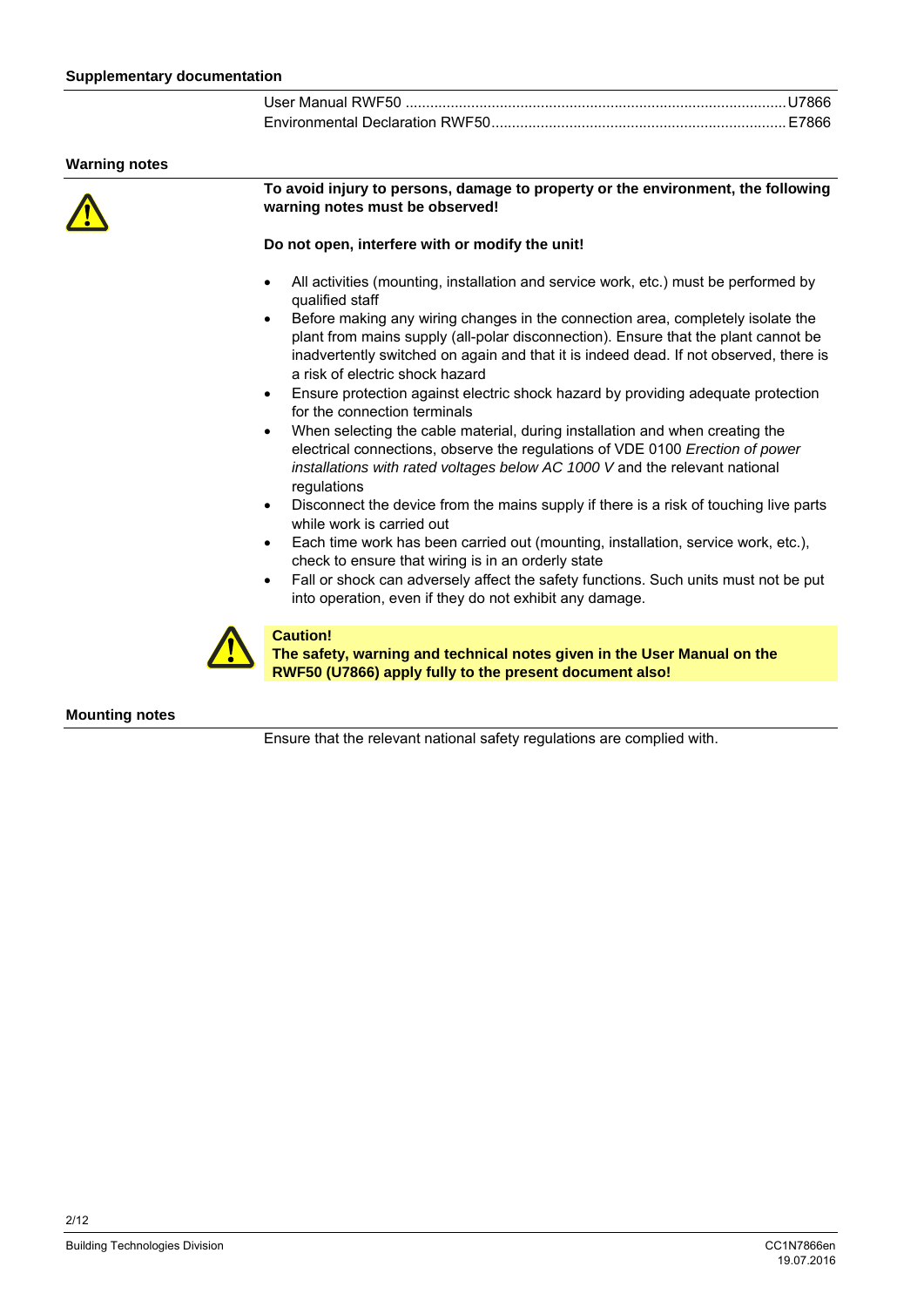## Supplementary documentation

User Manual RWF50 ........................................................................................... U7866
Environmental Declaration RWF50..................................................................... E7866

## Warning notes

**To avoid injury to persons, damage to property or the environment, the following warning notes must be observed!**

**Do not open, interfere with or modify the unit!**

- All activities (mounting, installation and service work, etc.) must be performed by qualified staff
- Before making any wiring changes in the connection area, completely isolate the plant from mains supply (all-polar disconnection). Ensure that the plant cannot be inadvertently switched on again and that it is indeed dead. If not observed, there is a risk of electric shock hazard
- Ensure protection against electric shock hazard by providing adequate protection for the connection terminals
- When selecting the cable material, during installation and when creating the electrical connections, observe the regulations of VDE 0100 *Erection of power installations with rated voltages below AC 1000 V* and the relevant national regulations
- Disconnect the device from the mains supply if there is a risk of touching live parts while work is carried out
- Each time work has been carried out (mounting, installation, service work, etc.), check to ensure that wiring is in an orderly state
- Fall or shock can adversely affect the safety functions. Such units must not be put into operation, even if they do not exhibit any damage.

**Caution!**
**The safety, warning and technical notes given in the User Manual on the RWF50 (U7866) apply fully to the present document also!**

## Mounting notes

Ensure that the relevant national safety regulations are complied with.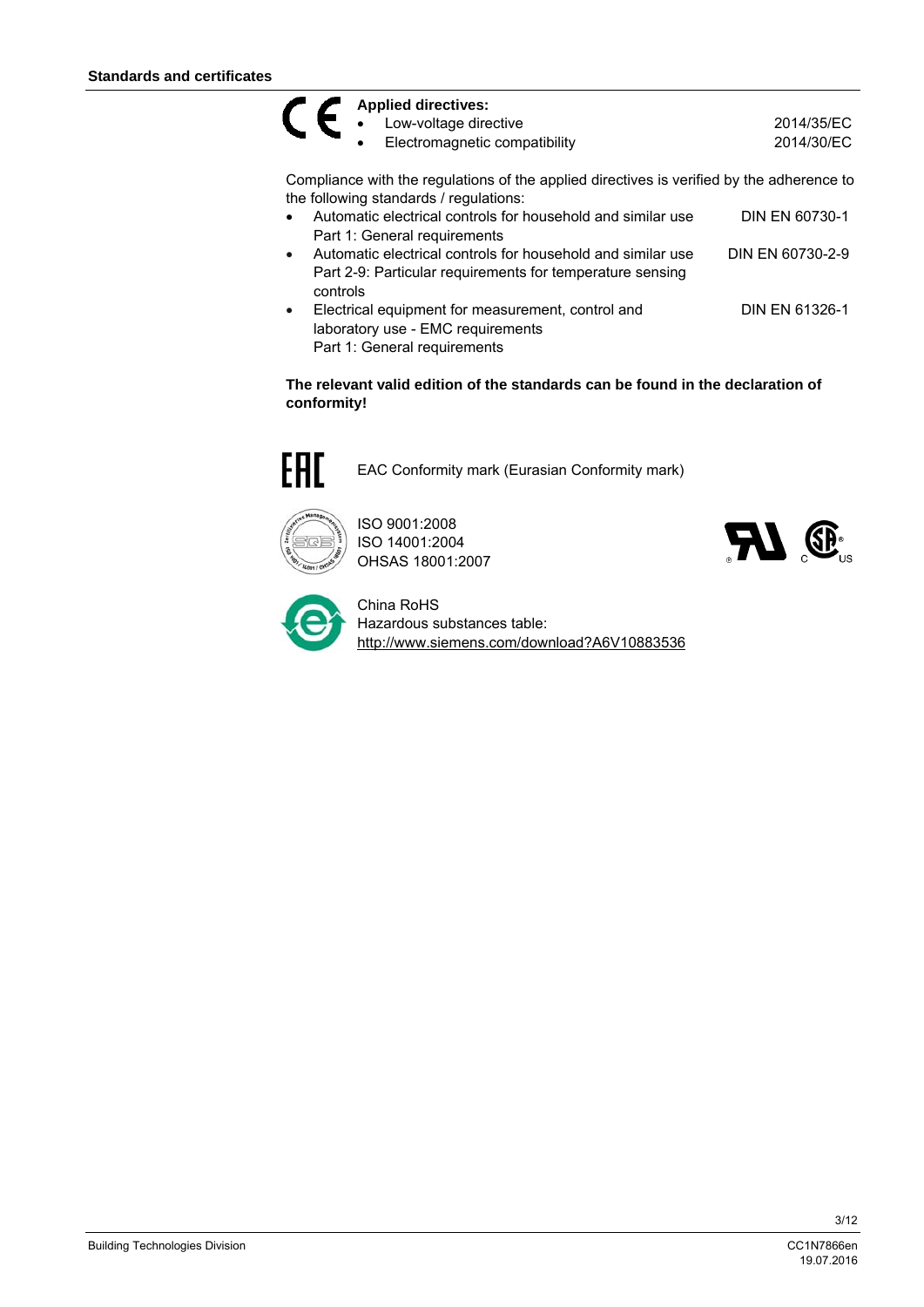## Standards and certificates

**Applied directives:**

- Low-voltage directive 2014/35/EC
- Electromagnetic compatibility 2014/30/EC

Compliance with the regulations of the applied directives is verified by the adherence to the following standards / regulations:

- Automatic electrical controls for household and similar use Part 1: General requirements — DIN EN 60730-1
- Automatic electrical controls for household and similar use Part 2-9: Particular requirements for temperature sensing controls — DIN EN 60730-2-9
- Electrical equipment for measurement, control and laboratory use - EMC requirements Part 1: General requirements — DIN EN 61326-1

**The relevant valid edition of the standards can be found in the declaration of conformity!**

EAC Conformity mark (Eurasian Conformity mark)

ISO 9001:2008
ISO 14001:2004
OHSAS 18001:2007

China RoHS
Hazardous substances table:
http://www.siemens.com/download?A6V10883536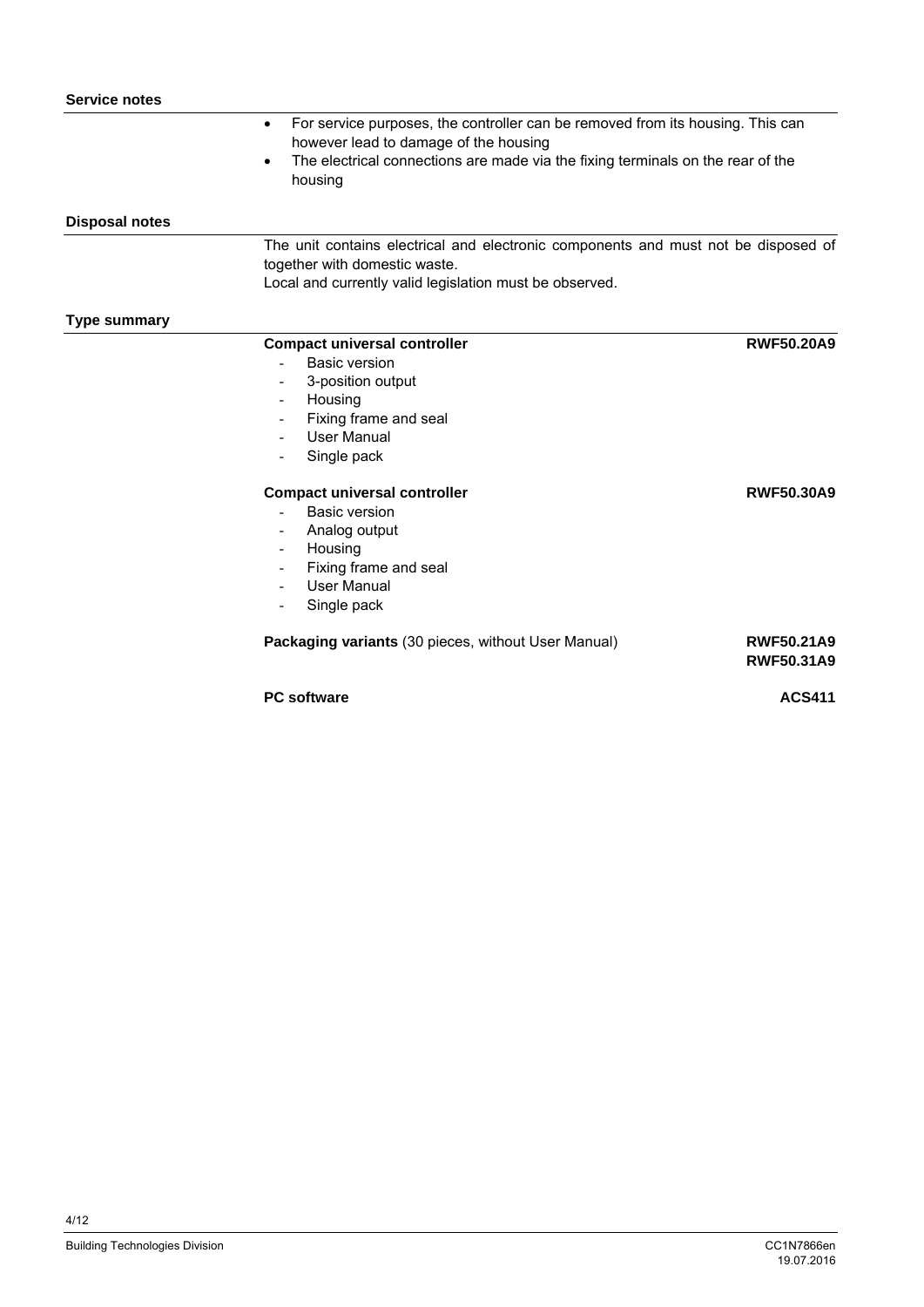## Service notes

- For service purposes, the controller can be removed from its housing. This can however lead to damage of the housing
- The electrical connections are made via the fixing terminals on the rear of the housing

## Disposal notes

The unit contains electrical and electronic components and must not be disposed of together with domestic waste.
Local and currently valid legislation must be observed.

## Type summary

**Compact universal controller** — **RWF50.20A9**

- Basic version
- 3-position output
- Housing
- Fixing frame and seal
- User Manual
- Single pack

**Compact universal controller** — **RWF50.30A9**

- Basic version
- Analog output
- Housing
- Fixing frame and seal
- User Manual
- Single pack

**Packaging variants** (30 pieces, without User Manual) — **RWF50.21A9**, **RWF50.31A9**

**PC software** — **ACS411**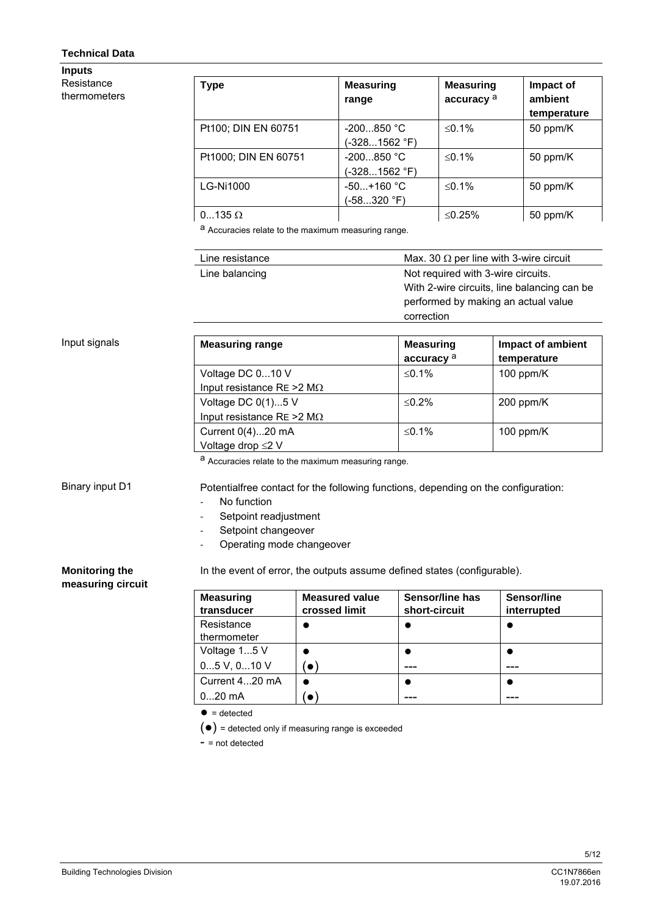## Technical Data

### Inputs

**Resistance thermometers**

| Type | Measuring range | Measuring accuracy [a] | Impact of ambient temperature |
|---|---|---|---|
| Pt100; DIN EN 60751 | -200...850 °C (-328...1562 °F) | ≤0.1% | 50 ppm/K |
| Pt1000; DIN EN 60751 | -200...850 °C (-328...1562 °F) | ≤0.1% | 50 ppm/K |
| LG-Ni1000 | -50...+160 °C (-58...320 °F) | ≤0.1% | 50 ppm/K |
| 0...135 Ω | | ≤0.25% | 50 ppm/K |

[a] Accuracies relate to the maximum measuring range.

| | |
|---|---|
| Line resistance | Max. 30 Ω per line with 3-wire circuit |
| Line balancing | Not required with 3-wire circuits. With 2-wire circuits, line balancing can be performed by making an actual value correction |

**Input signals**

| Measuring range | Measuring accuracy [a] | Impact of ambient temperature |
|---|---|---|
| Voltage DC 0...10 V<br>Input resistance $R_E$ >2 MΩ | ≤0.1% | 100 ppm/K |
| Voltage DC 0(1)...5 V<br>Input resistance $R_E$ >2 MΩ | ≤0.2% | 200 ppm/K |
| Current 0(4)...20 mA<br>Voltage drop ≤2 V | ≤0.1% | 100 ppm/K |

[a] Accuracies relate to the maximum measuring range.

**Binary input D1**

Potentialfree contact for the following functions, depending on the configuration:

- No function
- Setpoint readjustment
- Setpoint changeover
- Operating mode changeover

### Monitoring the measuring circuit

In the event of error, the outputs assume defined states (configurable).

| Measuring transducer | Measured value crossed limit | Sensor/line has short-circuit | Sensor/line interrupted |
|---|---|---|---|
| Resistance thermometer | ● | ● | ● |
| Voltage 1...5 V | ● | ● | ● |
| 0...5 V, 0...10 V | (●) | --- | --- |
| Current 4...20 mA | ● | ● | ● |
| 0...20 mA | (●) | --- | --- |

● = detected

(●) = detected only if measuring range is exceeded

- = not detected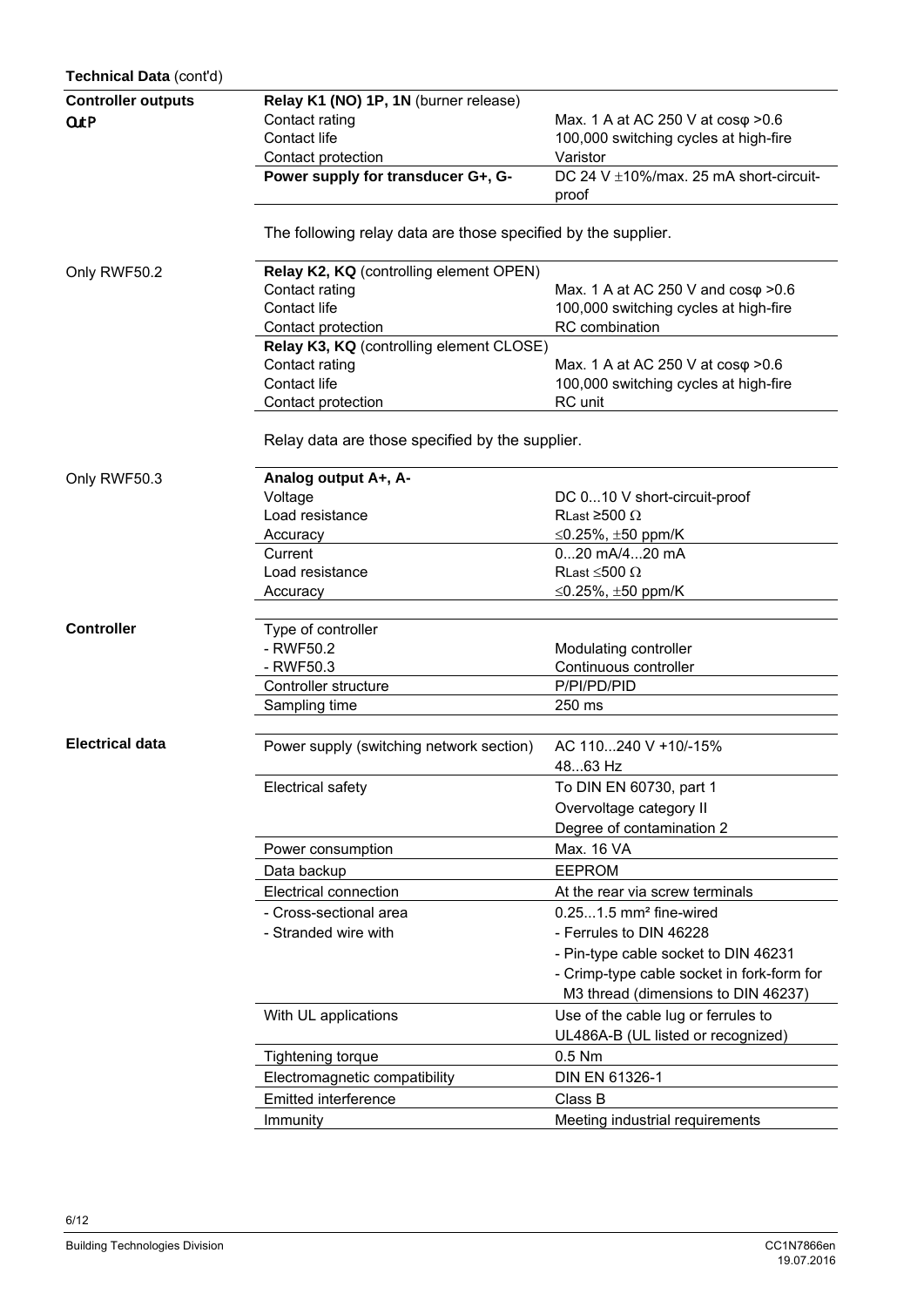**Technical Data** (cont'd)

| | | |
|---|---|---|
| **Controller outputs** | **Relay K1 (NO) 1P, 1N** (burner release) | |
| OutP | Contact rating | Max. 1 A at AC 250 V at cosφ >0.6 |
| | Contact life | 100,000 switching cycles at high-fire |
| | Contact protection | Varistor |
| | **Power supply for transducer G+, G-** | DC 24 V ±10%/max. 25 mA short-circuit-proof |

The following relay data are those specified by the supplier.

| | | |
|---|---|---|
| Only RWF50.2 | **Relay K2, KQ** (controlling element OPEN) | |
| | Contact rating | Max. 1 A at AC 250 V and cosφ >0.6 |
| | Contact life | 100,000 switching cycles at high-fire |
| | Contact protection | RC combination |
| | **Relay K3, KQ** (controlling element CLOSE) | |
| | Contact rating | Max. 1 A at AC 250 V at cosφ >0.6 |
| | Contact life | 100,000 switching cycles at high-fire |
| | Contact protection | RC unit |

Relay data are those specified by the supplier.

| | | |
|---|---|---|
| Only RWF50.3 | **Analog output A+, A-** | |
| | Voltage | DC 0...10 V short-circuit-proof |
| | Load resistance | $R_{Last}$ ≥500 Ω |
| | Accuracy | ≤0.25%, ±50 ppm/K |
| | Current | 0...20 mA/4...20 mA |
| | Load resistance | $R_{Last}$ ≤500 Ω |
| | Accuracy | ≤0.25%, ±50 ppm/K |

| | | |
|---|---|---|
| **Controller** | Type of controller | |
| | - RWF50.2 | Modulating controller |
| | - RWF50.3 | Continuous controller |
| | Controller structure | P/PI/PD/PID |
| | Sampling time | 250 ms |

| | | |
|---|---|---|
| **Electrical data** | Power supply (switching network section) | AC 110...240 V +10/-15%<br>48...63 Hz |
| | Electrical safety | To DIN EN 60730, part 1<br>Overvoltage category II<br>Degree of contamination 2 |
| | Power consumption | Max. 16 VA |
| | Data backup | EEPROM |
| | Electrical connection | At the rear via screw terminals |
| | - Cross-sectional area<br>- Stranded wire with | 0.25...1.5 mm² fine-wired<br>- Ferrules to DIN 46228<br>- Pin-type cable socket to DIN 46231<br>- Crimp-type cable socket in fork-form for M3 thread (dimensions to DIN 46237) |
| | With UL applications | Use of the cable lug or ferrules to UL486A-B (UL listed or recognized) |
| | Tightening torque | 0.5 Nm |
| | Electromagnetic compatibility | DIN EN 61326-1 |
| | Emitted interference | Class B |
| | Immunity | Meeting industrial requirements |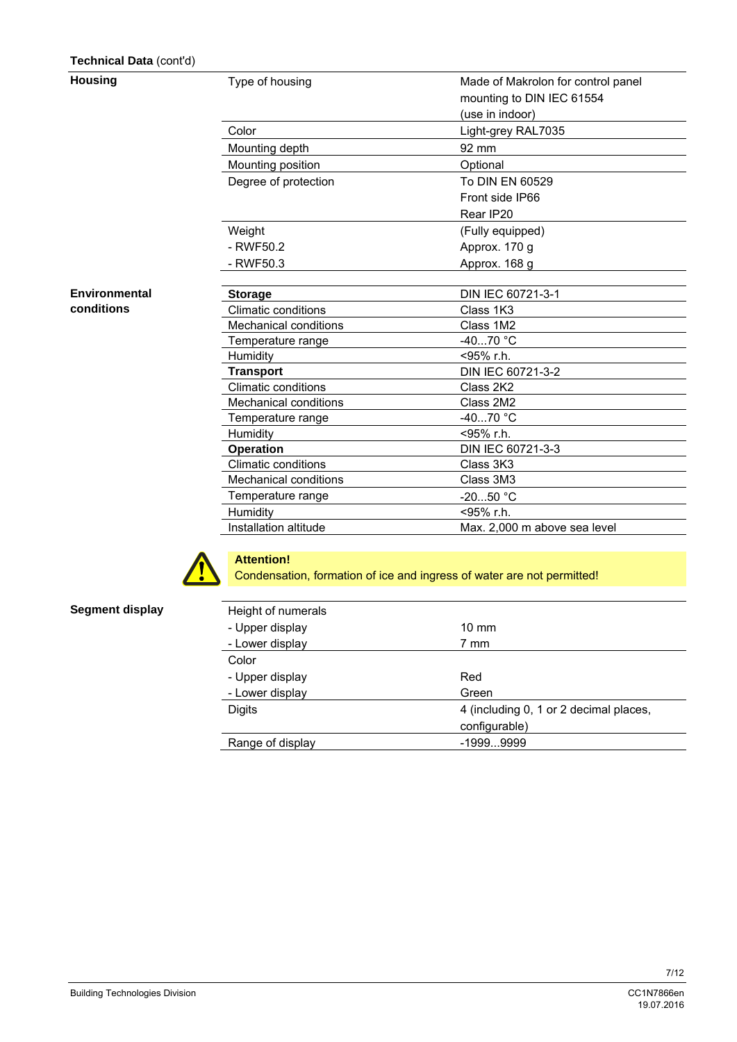**Technical Data** (cont'd)

### Housing

| | |
|---|---|
| Type of housing | Made of Makrolon for control panel mounting to DIN IEC 61554 (use in indoor) |
| Color | Light-grey RAL7035 |
| Mounting depth | 92 mm |
| Mounting position | Optional |
| Degree of protection | To DIN EN 60529<br>Front side IP66<br>Rear IP20 |
| Weight<br>- RWF50.2<br>- RWF50.3 | (Fully equipped)<br>Approx. 170 g<br>Approx. 168 g |

### Environmental conditions

| | |
|---|---|
| **Storage** | DIN IEC 60721-3-1 |
| Climatic conditions | Class 1K3 |
| Mechanical conditions | Class 1M2 |
| Temperature range | -40...70 °C |
| Humidity | <95% r.h. |
| **Transport** | DIN IEC 60721-3-2 |
| Climatic conditions | Class 2K2 |
| Mechanical conditions | Class 2M2 |
| Temperature range | -40...70 °C |
| Humidity | <95% r.h. |
| **Operation** | DIN IEC 60721-3-3 |
| Climatic conditions | Class 3K3 |
| Mechanical conditions | Class 3M3 |
| Temperature range | -20...50 °C |
| Humidity | <95% r.h. |
| Installation altitude | Max. 2,000 m above sea level |

**Attention!**
Condensation, formation of ice and ingress of water are not permitted!

### Segment display

| | |
|---|---|
| Height of numerals<br>- Upper display<br>- Lower display | <br>10 mm<br>7 mm |
| Color<br>- Upper display<br>- Lower display | <br>Red<br>Green |
| Digits | 4 (including 0, 1 or 2 decimal places, configurable) |
| Range of display | -1999...9999 |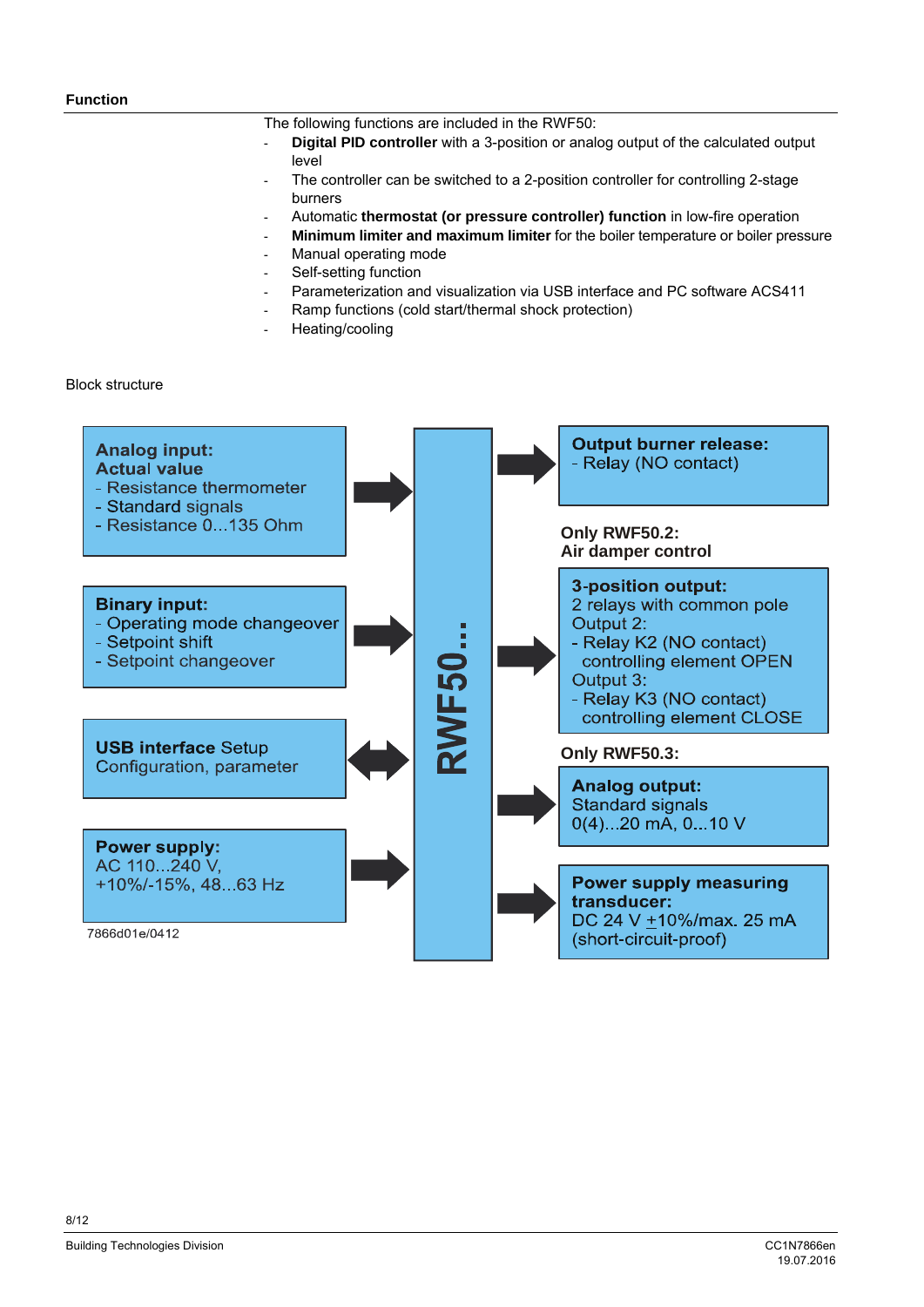## Function

The following functions are included in the RWF50:

- **Digital PID controller** with a 3-position or analog output of the calculated output level
- The controller can be switched to a 2-position controller for controlling 2-stage burners
- Automatic **thermostat (or pressure controller) function** in low-fire operation
- **Minimum limiter and maximum limiter** for the boiler temperature or boiler pressure
- Manual operating mode
- Self-setting function
- Parameterization and visualization via USB interface and PC software ACS411
- Ramp functions (cold start/thermal shock protection)
- Heating/cooling

Block structure

**Analog input:**
**Actual value**
- Resistance thermometer
- Standard signals
- Resistance 0...135 Ohm

**Binary input:**
- Operating mode changeover
- Setpoint shift
- Setpoint changeover

**USB interface** Setup
Configuration, parameter

**Power supply:**
AC 110...240 V,
+10%/-15%, 48...63 Hz

**RWF50...**

**Output burner release:**
- Relay (NO contact)

**Only RWF50.2:**
**Air damper control**

**3-position output:**
2 relays with common pole
Output 2:
- Relay K2 (NO contact) controlling element OPEN
Output 3:
- Relay K3 (NO contact) controlling element CLOSE

**Only RWF50.3:**

**Analog output:**
Standard signals
0(4)...20 mA, 0...10 V

**Power supply measuring transducer:**
DC 24 V ±10%/max. 25 mA
(short-circuit-proof)

7866d01e/0412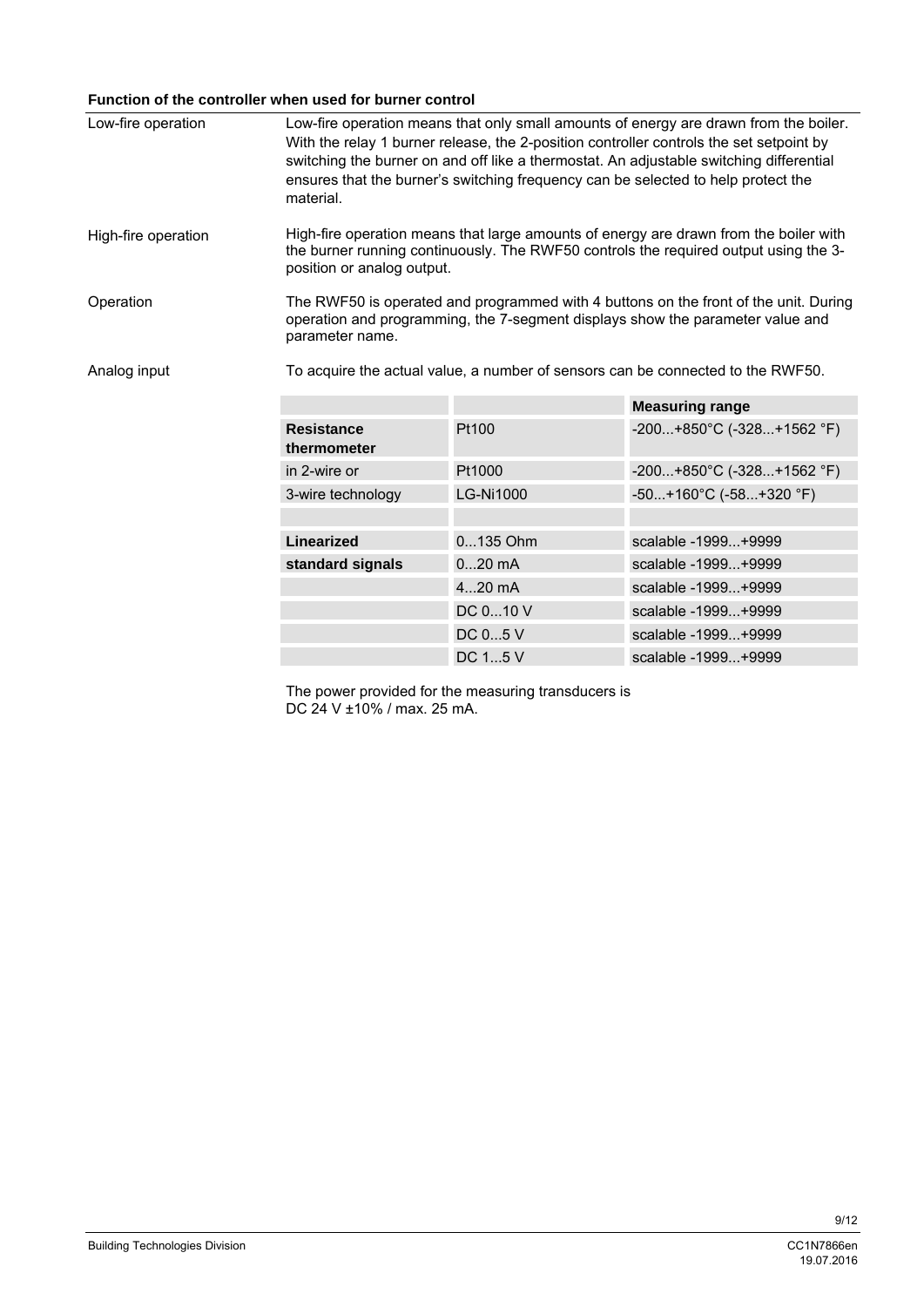### Function of the controller when used for burner control

**Low-fire operation**

Low-fire operation means that only small amounts of energy are drawn from the boiler. With the relay 1 burner release, the 2-position controller controls the set setpoint by switching the burner on and off like a thermostat. An adjustable switching differential ensures that the burner's switching frequency can be selected to help protect the material.

**High-fire operation**

High-fire operation means that large amounts of energy are drawn from the boiler with the burner running continuously. The RWF50 controls the required output using the 3-position or analog output.

**Operation**

The RWF50 is operated and programmed with 4 buttons on the front of the unit. During operation and programming, the 7-segment displays show the parameter value and parameter name.

**Analog input**

To acquire the actual value, a number of sensors can be connected to the RWF50.

| | | **Measuring range** |
|---|---|---|
| **Resistance thermometer** | Pt100 | -200...+850°C (-328...+1562 °F) |
| in 2-wire or | Pt1000 | -200...+850°C (-328...+1562 °F) |
| 3-wire technology | LG-Ni1000 | -50...+160°C (-58...+320 °F) |
| | | |
| **Linearized** | 0...135 Ohm | scalable -1999...+9999 |
| **standard signals** | 0...20 mA | scalable -1999...+9999 |
| | 4...20 mA | scalable -1999...+9999 |
| | DC 0...10 V | scalable -1999...+9999 |
| | DC 0...5 V | scalable -1999...+9999 |
| | DC 1...5 V | scalable -1999...+9999 |

The power provided for the measuring transducers is DC 24 V ±10% / max. 25 mA.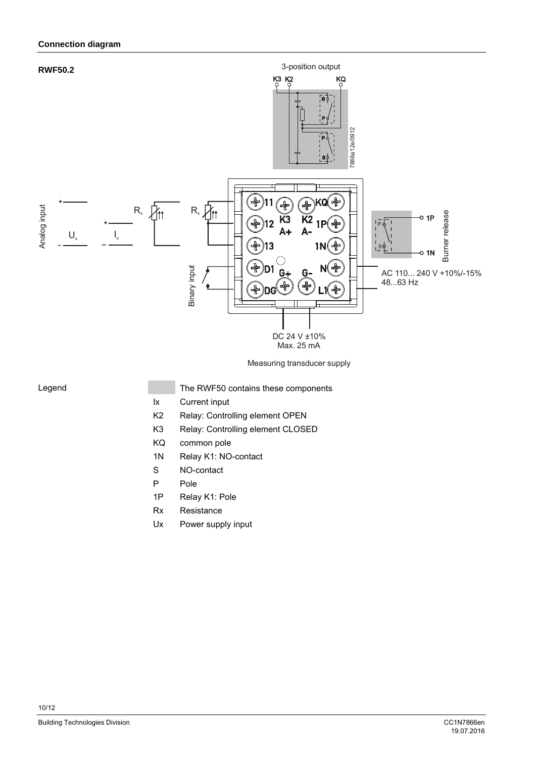## Connection diagram

**RWF50.2**

3-position output

K3 K2 KQ

7866a12e/0912

Analog input

$U_x$ $I_x$ $R_x$ $R_x$

11 KQ
12 K3 A+ K2 A- 1P
13 1N
D1 G+ G- N
DG L1

Binary input

1P
1N
Burner release

AC 110... 240 V +10%/-15%
48...63 Hz

DC 24 V ±10%
Max. 25 mA

Measuring transducer supply

Legend

| | |
|---|---|
| (grey) | The RWF50 contains these components |
| Ix | Current input |
| K2 | Relay: Controlling element OPEN |
| K3 | Relay: Controlling element CLOSED |
| KQ | common pole |
| 1N | Relay K1: NO-contact |
| S | NO-contact |
| P | Pole |
| 1P | Relay K1: Pole |
| Rx | Resistance |
| Ux | Power supply input |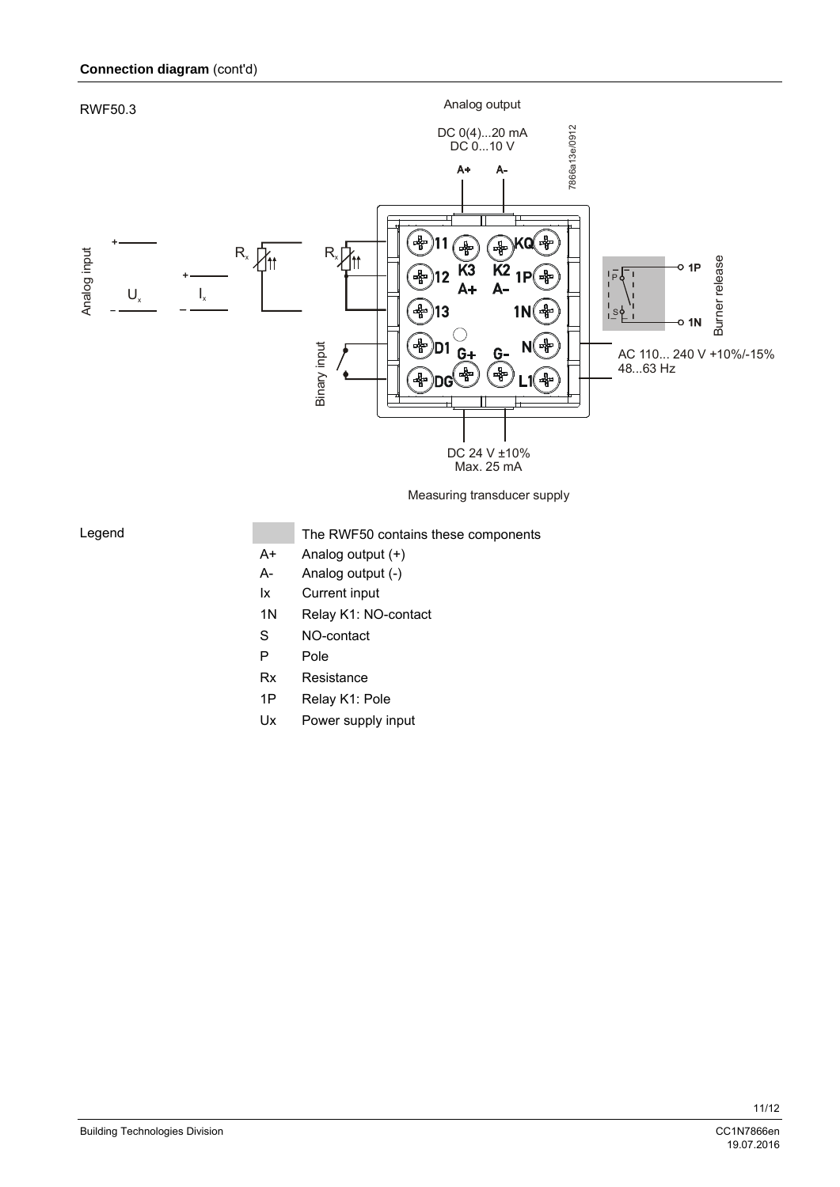**Connection diagram** (cont'd)

RWF50.3

Analog output

DC 0(4)...20 mA
DC 0...10 V

A+ A-

7866a13e/0912

Analog input

$U_x$ $I_x$ $R_x$ $R_x$

11 KQ
12 K3 K2 1P
A+ A-
13 1N
D1 G+ G- N
DG L1

Binary input

1P
P
S
1N

Burner release

AC 110... 240 V +10%/-15%
48...63 Hz

DC 24 V ±10%
Max. 25 mA

Measuring transducer supply

Legend

| | |
|---|---|
| (grey area) | The RWF50 contains these components |
| A+ | Analog output (+) |
| A- | Analog output (-) |
| Ix | Current input |
| 1N | Relay K1: NO-contact |
| S | NO-contact |
| P | Pole |
| Rx | Resistance |
| 1P | Relay K1: Pole |
| Ux | Power supply input |

Building Technologies Division

CC1N7866en
19.07.2016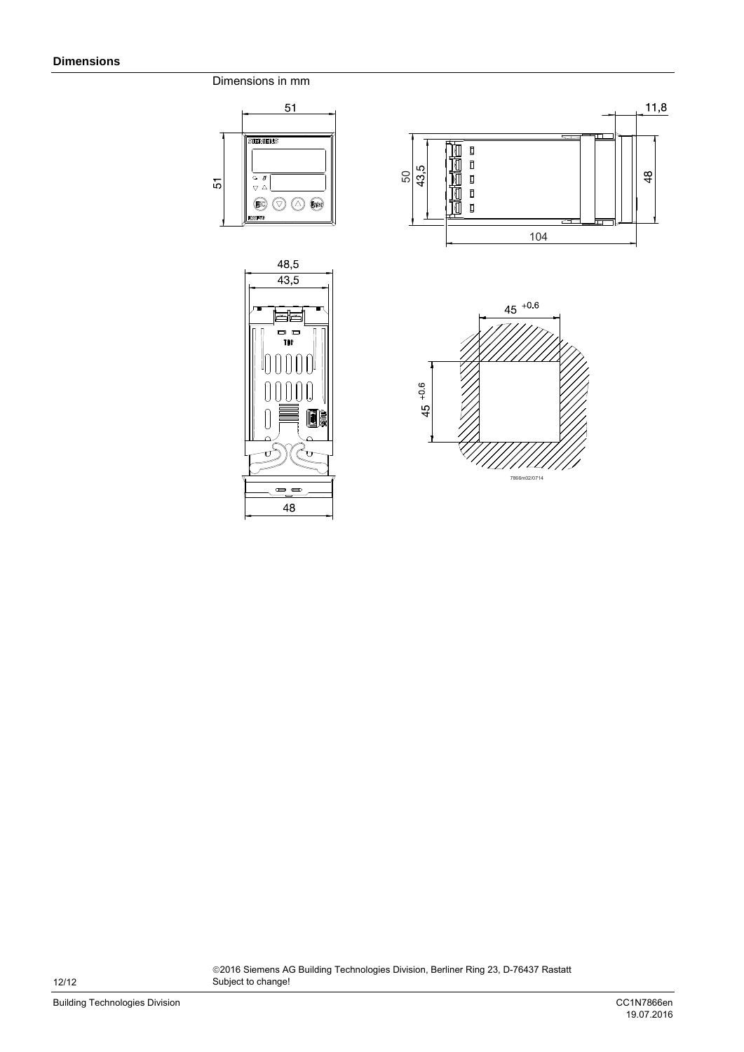## Dimensions

Dimensions in mm

51

51

50

43,5

104

11,8

48

48,5

43,5

48

45 $^{+0.6}$

45 $^{+0.6}$

7866m02/0714

©2016 Siemens AG Building Technologies Division, Berliner Ring 23, D-76437 Rastatt
Subject to change!